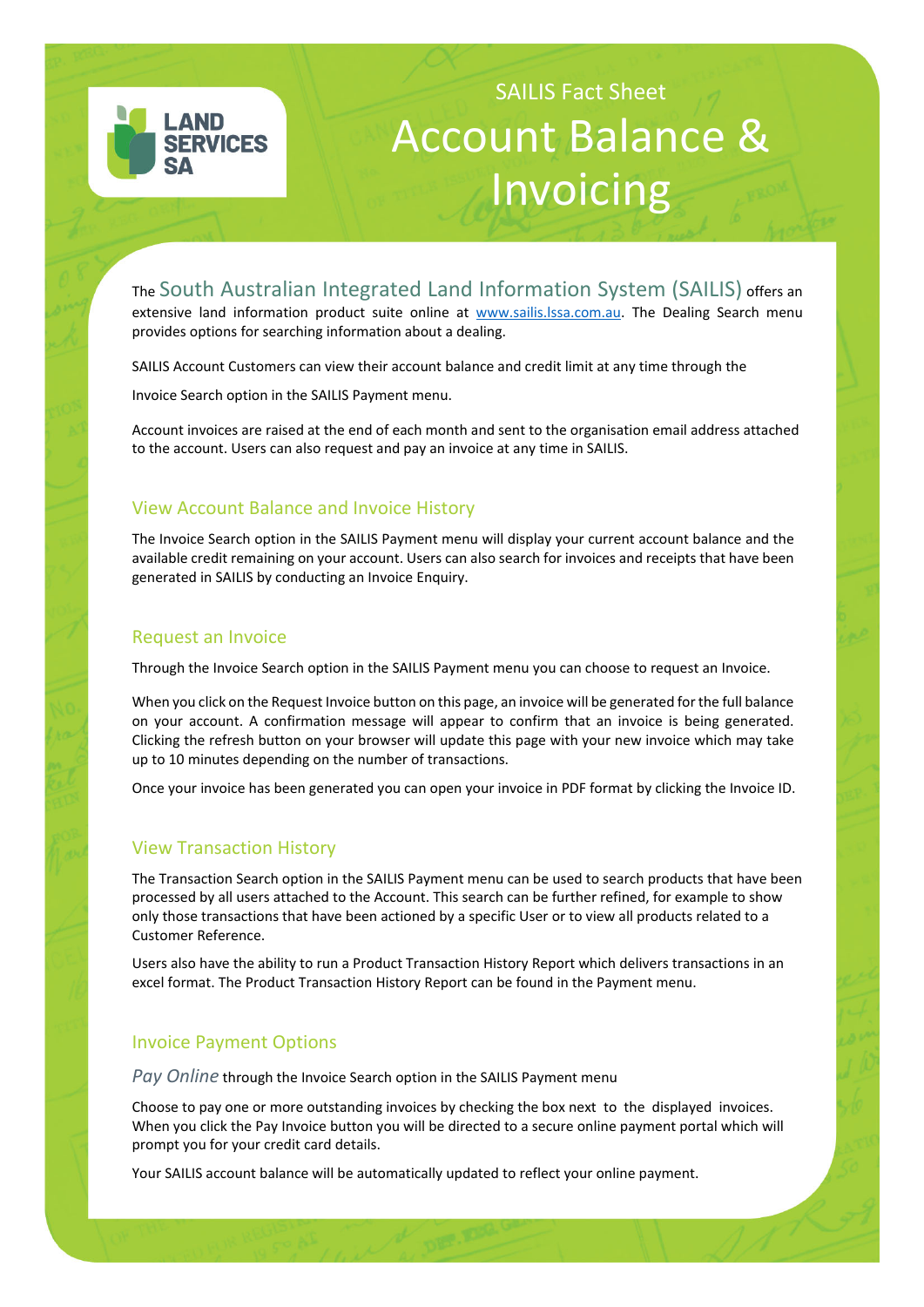SAILIS Fact Sheet

# Account Balance & Invoicing

The South Australian Integrated Land Information System (SAILIS) offers an extensive land information product suite online at [www.sailis.lssa.com.au](http://www.sailis.lssa.com.au). The Dealing Search menu provides options for searching information about a dealing.

SAILIS Account Customers can view their account balance and credit limit at any time through the Invoice Search option in the SAILIS Payment menu.

Account invoices are raised at the end of each month and sent to the organisation email address attached to the account. Users can also request and pay an invoice at any time in SAILIS.

## View Account Balance and Invoice History

The Invoice Search option in the SAILIS Payment menu will display your current account balance and the available credit remaining on your account. Users can also search for invoices and receipts that have been generated in SAILIS by conducting an Invoice Enquiry.

## Request an Invoice

Through the Invoice Search option in the SAILIS Payment menu you can choose to request an Invoice.

When you click on the Request Invoice button on this page, an invoice will be generated for the full balance on your account. A confirmation message will appear to confirm that an invoice is being generated. Clicking the refresh button on your browser will update this page with your new invoice which may take up to 10 minutes depending on the number of transactions.

Once your invoice has been generated you can open your invoice in PDF format by clicking the Invoice ID.

## View Transaction History

The Transaction Search option in the SAILIS Payment menu can be used to search products that have been processed by all users attached to the Account. This search can be further refined, for example to show only those transactions that have been actioned by a specific User or to view all products related to a Customer Reference.

Users also have the ability to run a Product Transaction History Report which delivers transactions in an excel format. The Product Transaction History Report can be found in the Payment menu.

## Invoice Payment Options

*Pay Online* through the Invoice Search option in the SAILIS Payment menu

Choose to pay one or more outstanding invoices by checking the box next to the displayed invoices. When you click the Pay Invoice button you will be directed to a secure online payment portal which will prompt you for your credit card details.

Your SAILIS account balance will be automatically updated to reflect your online payment.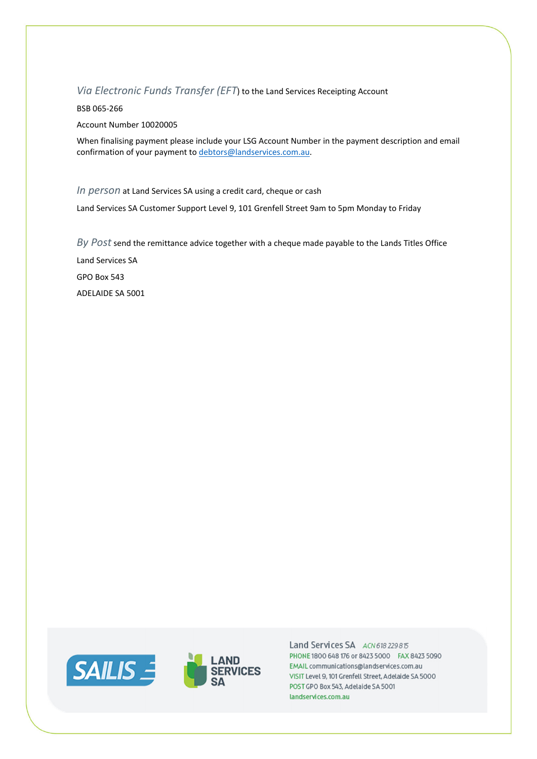*Via Electronic Funds Transfer (EFT*) to the Land Services Receipting Account

BSB 065-266

Account Number 10020005

When finalising payment please include your LSG Account Number in the payment description and email confirmation of your payment to debtors@landservices.com.au.

*In person* at Land Services SA using a credit card, cheque or cash

Land Services SA Customer Support Level 9, 101 Grenfell Street 9am to 5pm Monday to Friday

*By Post* send the remittance advice together with a cheque made payable to the Lands Titles Office

Land Services SA

GPO Box 543

ADELAIDE SA 5001

SAILIS

LAND SERVICES SA

Land Services SA ACN 618 229 815
PHONE 1800 648 176 or 8423 5000 FAX 8423 5090
EMAIL communications@landservices.com.au
VISIT Level 9, 101 Grenfell Street, Adelaide SA 5000
POST GPO Box 543, Adelaide SA 5001
landservices.com.au